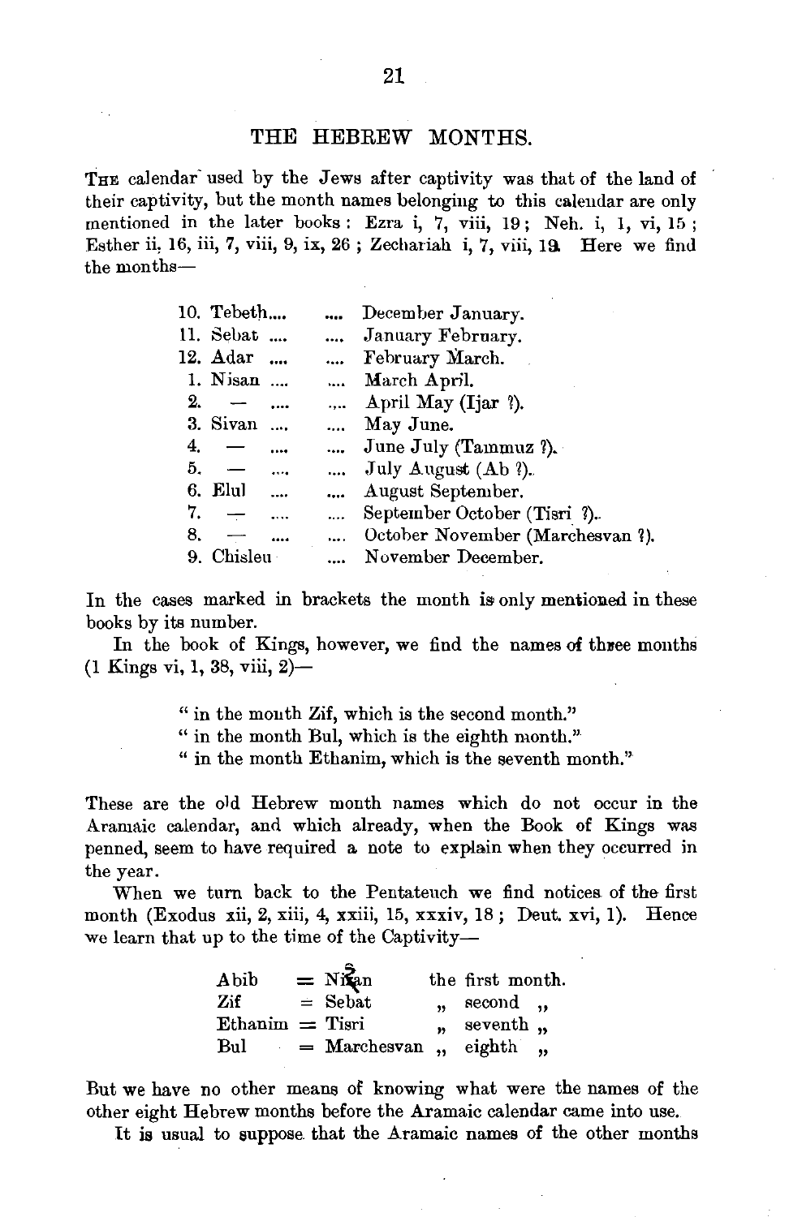## THE HEBREW MONTHS.

THE calendar used by the Jews after captivity was that of the land of their captivity, but the month names belonging to this calendar are only mentioned in the later books: Ezra i, 7, viii, 19; Neh. i, 1, vi, 15; Esther ii. 16, iii, 7, viii, 9, ix, 26; Zechariah i, 7, viii, 19. Here we find the months—

| | | |
|---|---|---|
| 10. Tebeth.... | .... | December January. |
| 11. Sebat .... | .... | January February. |
| 12. Adar .... | .... | February March. |
| 1. Nisan .... | .... | March April. |
| 2. — .... | .... | April May (Ijar ?). |
| 3. Sivan .... | .... | May June. |
| 4. — .... | .... | June July (Tammuz ?). |
| 5. — .... | .... | July August (Ab ?). |
| 6. Elul .... | .... | August September. |
| 7. — .... | .... | September October (Tisri ?). |
| 8. — .... | .... | October November (Marchesvan ?). |
| 9. Chisleu | .... | November December. |

In the cases marked in brackets the month is only mentioned in these books by its number.

In the book of Kings, however, we find the names of three months (1 Kings vi, 1, 38, viii, 2)—

> " in the month Zif, which is the second month."
> " in the month Bul, which is the eighth month."
> " in the month Ethanim, which is the seventh month."

These are the old Hebrew month names which do not occur in the Aramaic calendar, and which already, when the Book of Kings was penned, seem to have required a note to explain when they occurred in the year.

When we turn back to the Pentateuch we find notices of the first month (Exodus xii, 2, xiii, 4, xxiii, 15, xxxiv, 18; Deut. xvi, 1). Hence we learn that up to the time of the Captivity—

| | | |
|---|---|---|
| Abib | = Nisan | the first month. |
| Zif | = Sebat | " second " |
| Ethanim | = Tisri | " seventh " |
| Bul | = Marchesvan | " eighth " |

But we have no other means of knowing what were the names of the other eight Hebrew months before the Aramaic calendar came into use.

It is usual to suppose that the Aramaic names of the other months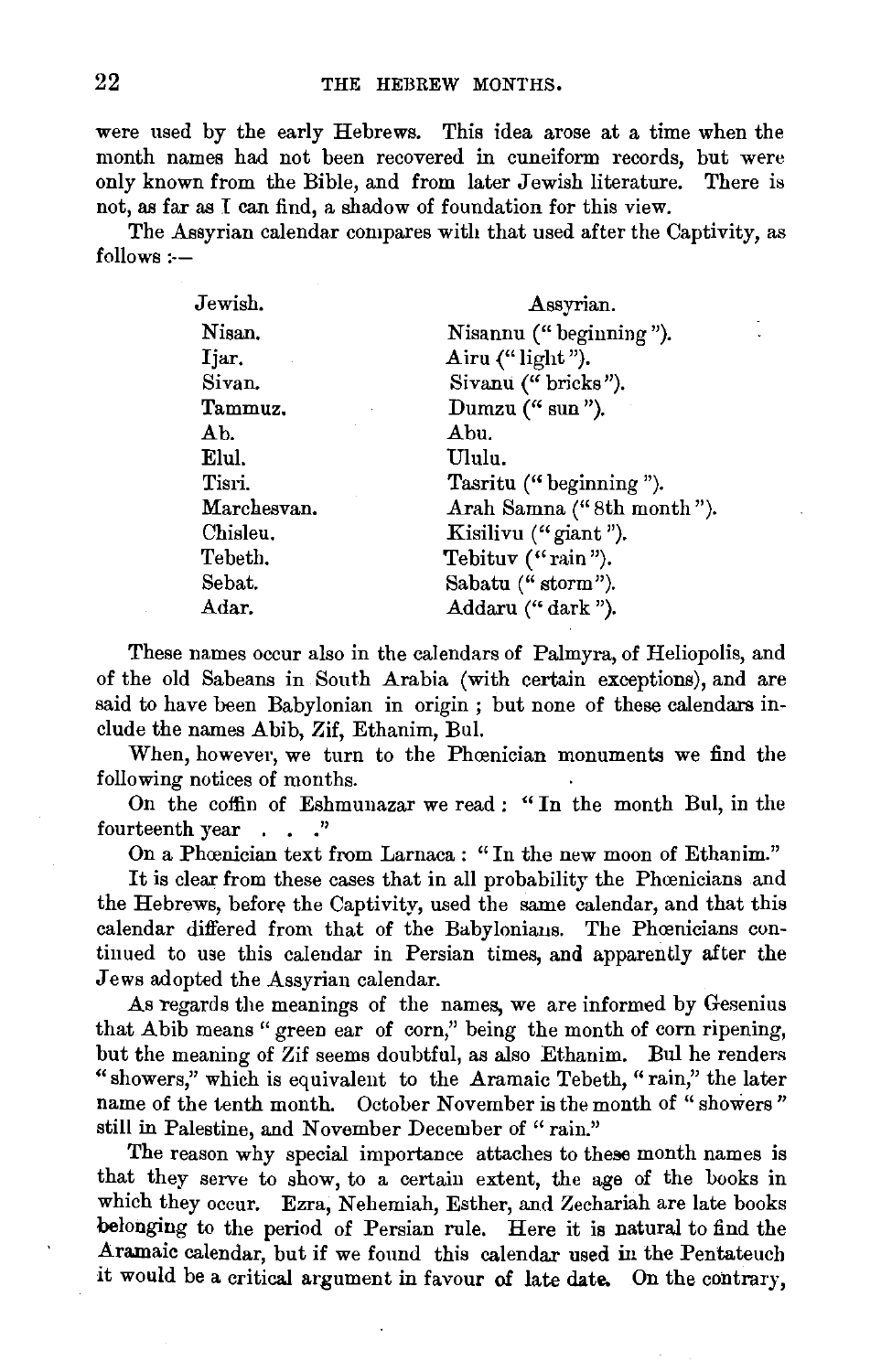were used by the early Hebrews. This idea arose at a time when the month names had not been recovered in cuneiform records, but were only known from the Bible, and from later Jewish literature. There is not, as far as I can find, a shadow of foundation for this view.

The Assyrian calendar compares with that used after the Captivity, as follows :—

| Jewish. | Assyrian. |
|---|---|
| Nisan. | Nisannu ("beginning"). |
| Ijar. | Airu ("light"). |
| Sivan. | Sivanu ("bricks"). |
| Tammuz. | Dumzu ("sun"). |
| Ab. | Abu. |
| Elul. | Ululu. |
| Tisri. | Tasritu ("beginning"). |
| Marchesvan. | Arah Samna ("8th month"). |
| Chisleu. | Kisilivu ("giant"). |
| Tebeth. | Tebituv ("rain"). |
| Sebat. | Sabatu ("storm"). |
| Adar. | Addaru ("dark"). |

These names occur also in the calendars of Palmyra, of Heliopolis, and of the old Sabeans in South Arabia (with certain exceptions), and are said to have been Babylonian in origin ; but none of these calendars include the names Abib, Zif, Ethanim, Bul.

When, however, we turn to the Phœnician monuments we find the following notices of months.

On the coffin of Eshmunazar we read : "In the month Bul, in the fourteenth year . . ."

On a Phœnician text from Larnaca : "In the new moon of Ethanim."

It is clear from these cases that in all probability the Phœnicians and the Hebrews, before the Captivity, used the same calendar, and that this calendar differed from that of the Babylonians. The Phœnicians continued to use this calendar in Persian times, and apparently after the Jews adopted the Assyrian calendar.

As regards the meanings of the names, we are informed by Gesenius that Abib means "green ear of corn," being the month of corn ripening, but the meaning of Zif seems doubtful, as also Ethanim. Bul he renders "showers," which is equivalent to the Aramaic Tebeth, "rain," the later name of the tenth month. October November is the month of "showers" still in Palestine, and November December of "rain."

The reason why special importance attaches to these month names is that they serve to show, to a certain extent, the age of the books in which they occur. Ezra, Nehemiah, Esther, and Zechariah are late books belonging to the period of Persian rule. Here it is natural to find the Aramaic calendar, but if we found this calendar used in the Pentateuch it would be a critical argument in favour of late date. On the contrary,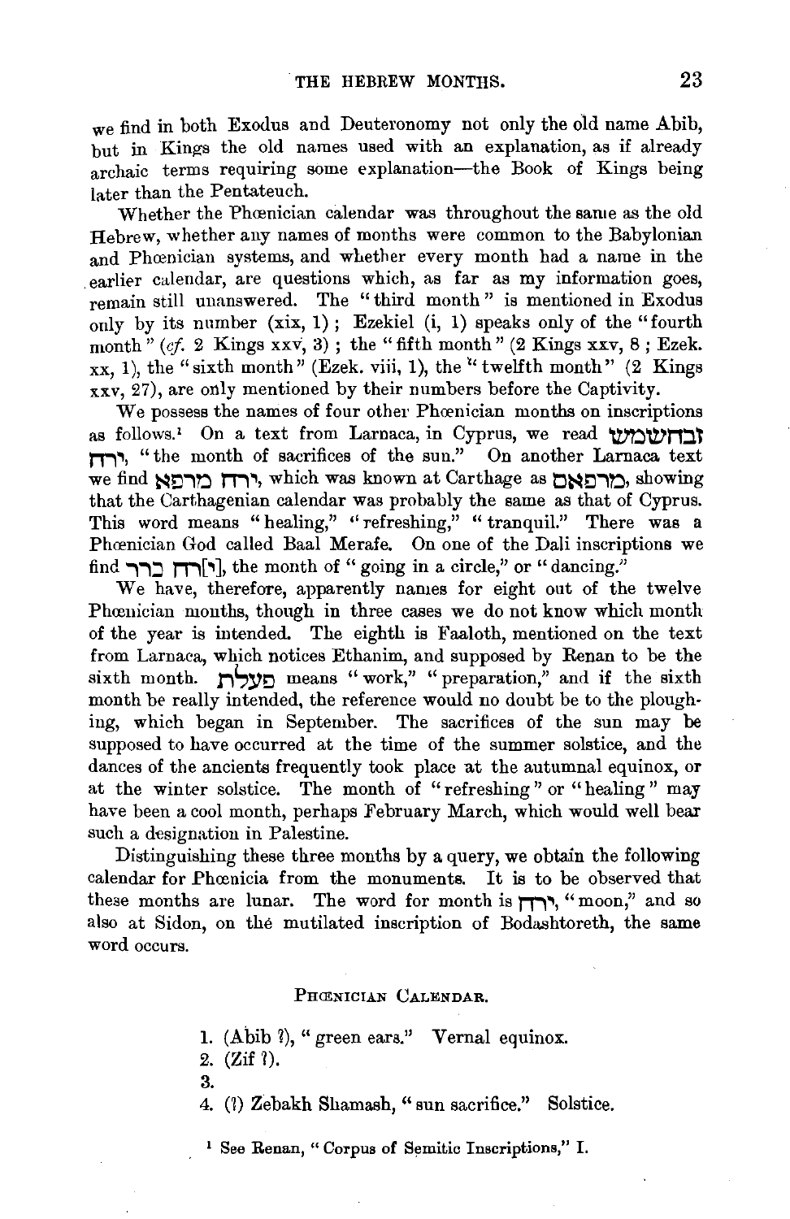we find in both Exodus and Deuteronomy not only the old name Abib, but in Kings the old names used with an explanation, as if already archaic terms requiring some explanation—the Book of Kings being later than the Pentateuch.

Whether the Phœnician calendar was throughout the same as the old Hebrew, whether any names of months were common to the Babylonian and Phœnician systems, and whether every month had a name in the earlier calendar, are questions which, as far as my information goes, remain still unanswered. The "third month" is mentioned in Exodus only by its number (xix, 1); Ezekiel (i, 1) speaks only of the "fourth month" (*cf.* 2 Kings xxv, 3); the "fifth month" (2 Kings xxv, 8; Ezek. xx, 1), the "sixth month" (Ezek. viii, 1), the "twelfth month" (2 Kings xxv, 27), are only mentioned by their numbers before the Captivity.

We possess the names of four other Phœnician months on inscriptions as follows.[1] On a text from Larnaca, in Cyprus, we read זבחשמש ירח, "the month of sacrifices of the sun." On another Larnaca text we find ירח מרפא, which was known at Carthage as מרפאם, showing that the Carthagenian calendar was probably the same as that of Cyprus. This word means "healing," "refreshing," "tranquil." There was a Phœnician God called Baal Merafe. On one of the Dali inscriptions we find [י]רח כרר, the month of "going in a circle," or "dancing."

We have, therefore, apparently names for eight out of the twelve Phœnician months, though in three cases we do not know which month of the year is intended. The eighth is Faaloth, mentioned on the text from Larnaca, which notices Ethanim, and supposed by Renan to be the sixth month. פעלת means "work," "preparation," and if the sixth month be really intended, the reference would no doubt be to the ploughing, which began in September. The sacrifices of the sun may be supposed to have occurred at the time of the summer solstice, and the dances of the ancients frequently took place at the autumnal equinox, or at the winter solstice. The month of "refreshing" or "healing" may have been a cool month, perhaps February March, which would well bear such a designation in Palestine.

Distinguishing these three months by a query, we obtain the following calendar for Phœnicia from the monuments. It is to be observed that these months are lunar. The word for month is ירח, "moon," and so also at Sidon, on the mutilated inscription of Bodashtoreth, the same word occurs.

### Phœnician Calendar.

1. (Abib ?), "green ears." Vernal equinox.
2. (Zif ?).
3. 
4. (?) Zebakh Shamash, "sun sacrifice." Solstice.

[1] See Renan, "Corpus of Semitic Inscriptions," I.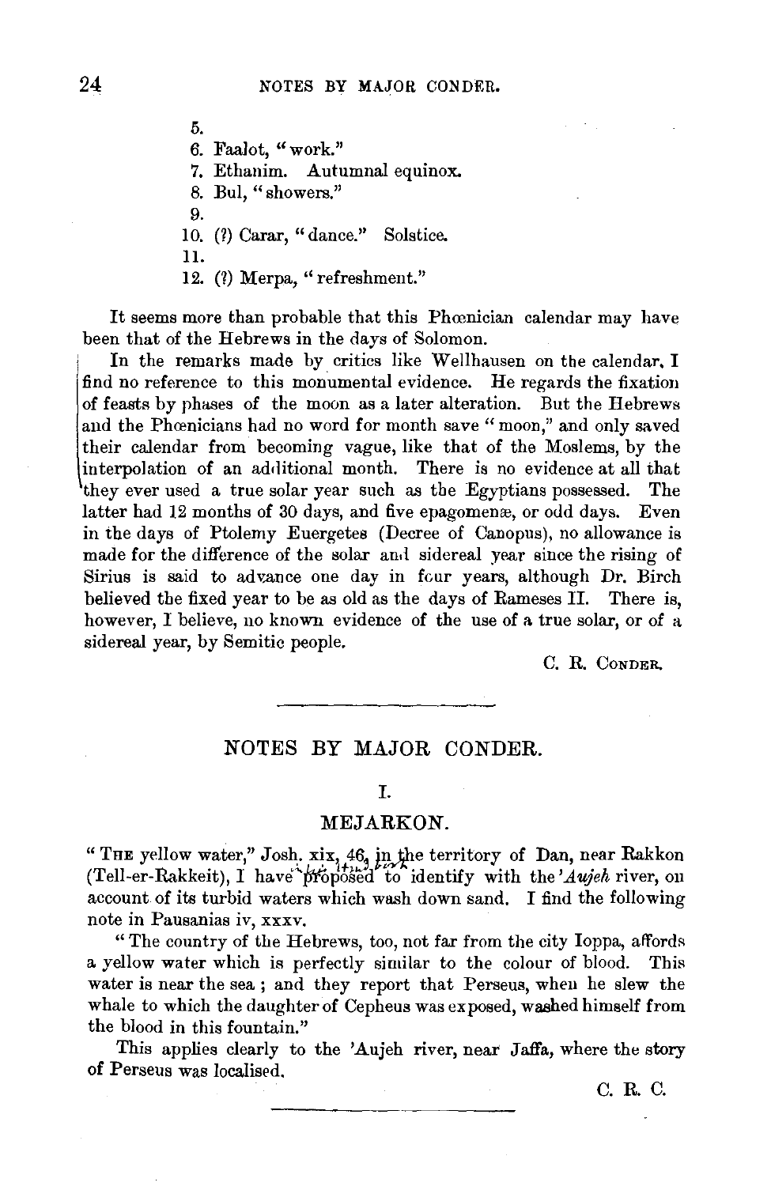5.
6. Faalot, "work."
7. Ethanim. Autumnal equinox.
8. Bul, "showers."
9.
10. (?) Carar, "dance." Solstice.
11.
12. (?) Merpa, "refreshment."

It seems more than probable that this Phœnician calendar may have been that of the Hebrews in the days of Solomon.

In the remarks made by critics like Wellhausen on the calendar, I find no reference to this monumental evidence. He regards the fixation of feasts by phases of the moon as a later alteration. But the Hebrews and the Phœnicians had no word for month save "moon," and only saved their calendar from becoming vague, like that of the Moslems, by the interpolation of an additional month. There is no evidence at all that they ever used a true solar year such as the Egyptians possessed. The latter had 12 months of 30 days, and five epagomenæ, or odd days. Even in the days of Ptolemy Euergetes (Decree of Canopus), no allowance is made for the difference of the solar and sidereal year since the rising of Sirius is said to advance one day in four years, although Dr. Birch believed the fixed year to be as old as the days of Rameses II. There is, however, I believe, no known evidence of the use of a true solar, or of a sidereal year, by Semitic people.

C. R. Conder.

## NOTES BY MAJOR CONDER.

### I.

### MEJARKON.

"The yellow water," Josh. xix, 46, in the territory of Dan, near Rakkon (Tell-er-Rakkeit), I have proposed to identify with the *'Aujeh* river, on account of its turbid waters which wash down sand. I find the following note in Pausanias iv, xxxv.

"The country of the Hebrews, too, not far from the city Ioppa, affords a yellow water which is perfectly similar to the colour of blood. This water is near the sea; and they report that Perseus, when he slew the whale to which the daughter of Cepheus was exposed, washed himself from the blood in this fountain."

This applies clearly to the 'Aujeh river, near Jaffa, where the story of Perseus was localised.

C. R. C.